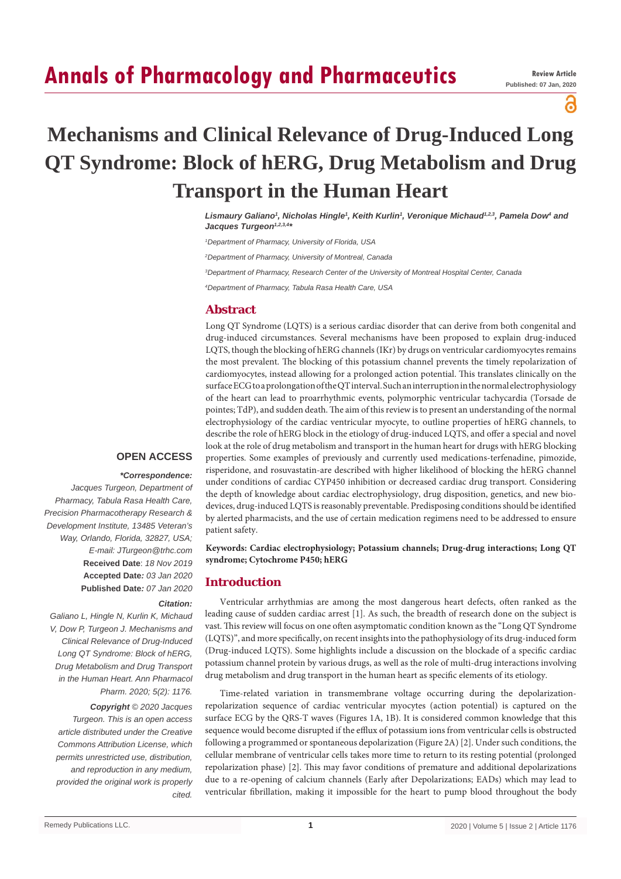# Mechanisms and Clinical Relevance of Drug-Induced Long QT Syndrome: Block of hERG, Drug Metabolism and Drug Transport in the Human Heart

*Lismaury Galiano[1], Nicholas Hingle[1], Keith Kurlin[1], Veronique Michaud[1,2,3], Pamela Dow[4] and Jacques Turgeon[1,2,3,4]\**

*[1]Department of Pharmacy, University of Florida, USA*

*[2]Department of Pharmacy, University of Montreal, Canada*

*[3]Department of Pharmacy, Research Center of the University of Montreal Hospital Center, Canada*

*[4]Department of Pharmacy, Tabula Rasa Health Care, USA*

**OPEN ACCESS**

***Correspondence:***

*Jacques Turgeon, Department of Pharmacy, Tabula Rasa Health Care, Precision Pharmacotherapy Research & Development Institute, 13485 Veteran's Way, Orlando, Florida, 32827, USA; E-mail: JTurgeon@trhc.com*

**Received Date**: *18 Nov 2019*

**Accepted Date***: 03 Jan 2020*

**Published Date***: 07 Jan 2020*

***Citation:***

*Galiano L, Hingle N, Kurlin K, Michaud V, Dow P, Turgeon J. Mechanisms and Clinical Relevance of Drug-Induced Long QT Syndrome: Block of hERG, Drug Metabolism and Drug Transport in the Human Heart. Ann Pharmacol Pharm. 2020; 5(2): 1176.*

***Copyright** © 2020 Jacques Turgeon. This is an open access article distributed under the Creative Commons Attribution License, which permits unrestricted use, distribution, and reproduction in any medium, provided the original work is properly cited.*

## Abstract

Long QT Syndrome (LQTS) is a serious cardiac disorder that can derive from both congenital and drug-induced circumstances. Several mechanisms have been proposed to explain drug-induced LQTS, though the blocking of hERG channels (IKr) by drugs on ventricular cardiomyocytes remains the most prevalent. The blocking of this potassium channel prevents the timely repolarization of cardiomyocytes, instead allowing for a prolonged action potential. This translates clinically on the surface ECG to a prolongation of the QT interval. Such an interruption in the normal electrophysiology of the heart can lead to proarrhythmic events, polymorphic ventricular tachycardia (Torsade de pointes; TdP), and sudden death. The aim of this review is to present an understanding of the normal electrophysiology of the cardiac ventricular myocyte, to outline properties of hERG channels, to describe the role of hERG block in the etiology of drug-induced LQTS, and offer a special and novel look at the role of drug metabolism and transport in the human heart for drugs with hERG blocking properties. Some examples of previously and currently used medications-terfenadine, pimozide, risperidone, and rosuvastatin-are described with higher likelihood of blocking the hERG channel under conditions of cardiac CYP450 inhibition or decreased cardiac drug transport. Considering the depth of knowledge about cardiac electrophysiology, drug disposition, genetics, and new bio-devices, drug-induced LQTS is reasonably preventable. Predisposing conditions should be identified by alerted pharmacists, and the use of certain medication regimens need to be addressed to ensure patient safety.

**Keywords: Cardiac electrophysiology; Potassium channels; Drug-drug interactions; Long QT syndrome; Cytochrome P450; hERG**

## Introduction

Ventricular arrhythmias are among the most dangerous heart defects, often ranked as the leading cause of sudden cardiac arrest [1]. As such, the breadth of research done on the subject is vast. This review will focus on one often asymptomatic condition known as the "Long QT Syndrome (LQTS)", and more specifically, on recent insights into the pathophysiology of its drug-induced form (Drug-induced LQTS). Some highlights include a discussion on the blockade of a specific cardiac potassium channel protein by various drugs, as well as the role of multi-drug interactions involving drug metabolism and drug transport in the human heart as specific elements of its etiology.

Time-related variation in transmembrane voltage occurring during the depolarization-repolarization sequence of cardiac ventricular myocytes (action potential) is captured on the surface ECG by the QRS-T waves (Figures 1A, 1B). It is considered common knowledge that this sequence would become disrupted if the efflux of potassium ions from ventricular cells is obstructed following a programmed or spontaneous depolarization (Figure 2A) [2]. Under such conditions, the cellular membrane of ventricular cells takes more time to return to its resting potential (prolonged repolarization phase) [2]. This may favor conditions of premature and additional depolarizations due to a re-opening of calcium channels (Early after Depolarizations; EADs) which may lead to ventricular fibrillation, making it impossible for the heart to pump blood throughout the body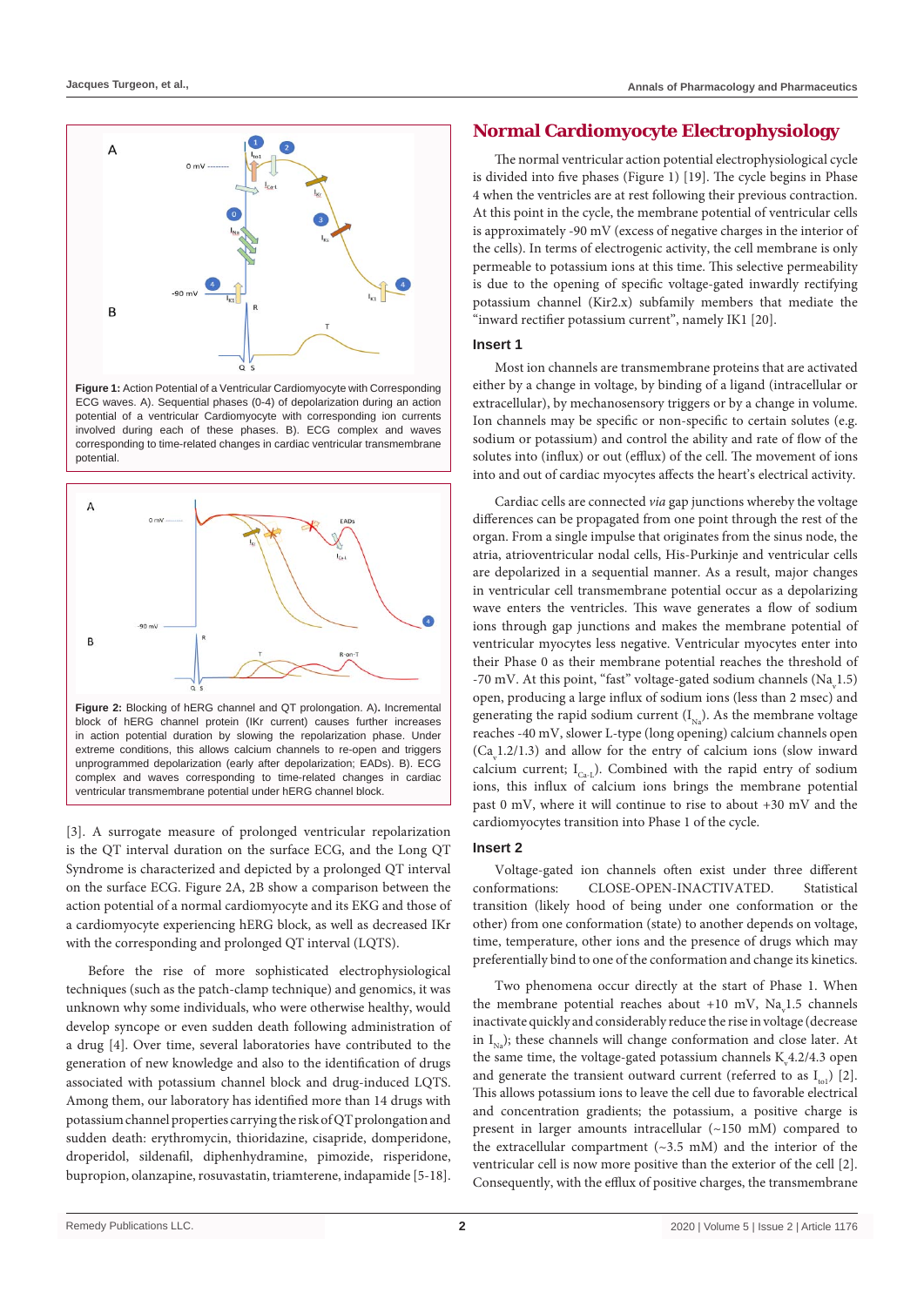**Figure 1:** Action Potential of a Ventricular Cardiomyocyte with Corresponding ECG waves. A). Sequential phases (0-4) of depolarization during an action potential of a ventricular Cardiomyocyte with corresponding ion currents involved during each of these phases. B). ECG complex and waves corresponding to time-related changes in cardiac ventricular transmembrane potential.

**Figure 2:** Blocking of hERG channel and QT prolongation. A). Incremental block of hERG channel protein (IKr current) causes further increases in action potential duration by slowing the repolarization phase. Under extreme conditions, this allows calcium channels to re-open and triggers unprogrammed depolarization (early after depolarization; EADs). B). ECG complex and waves corresponding to time-related changes in cardiac ventricular transmembrane potential under hERG channel block.

[3]. A surrogate measure of prolonged ventricular repolarization is the QT interval duration on the surface ECG, and the Long QT Syndrome is characterized and depicted by a prolonged QT interval on the surface ECG. Figure 2A, 2B show a comparison between the action potential of a normal cardiomyocyte and its EKG and those of a cardiomyocyte experiencing hERG block, as well as decreased IKr with the corresponding and prolonged QT interval (LQTS).

Before the rise of more sophisticated electrophysiological techniques (such as the patch-clamp technique) and genomics, it was unknown why some individuals, who were otherwise healthy, would develop syncope or even sudden death following administration of a drug [4]. Over time, several laboratories have contributed to the generation of new knowledge and also to the identification of drugs associated with potassium channel block and drug-induced LQTS. Among them, our laboratory has identified more than 14 drugs with potassium channel properties carrying the risk of QT prolongation and sudden death: erythromycin, thioridazine, cisapride, domperidone, droperidol, sildenafil, diphenhydramine, pimozide, risperidone, bupropion, olanzapine, rosuvastatin, triamterene, indapamide [5-18].

## Normal Cardiomyocyte Electrophysiology

The normal ventricular action potential electrophysiological cycle is divided into five phases (Figure 1) [19]. The cycle begins in Phase 4 when the ventricles are at rest following their previous contraction. At this point in the cycle, the membrane potential of ventricular cells is approximately -90 mV (excess of negative charges in the interior of the cells). In terms of electrogenic activity, the cell membrane is only permeable to potassium ions at this time. This selective permeability is due to the opening of specific voltage-gated inwardly rectifying potassium channel (Kir2.x) subfamily members that mediate the "inward rectifier potassium current", namely IK1 [20].

### Insert 1

Most ion channels are transmembrane proteins that are activated either by a change in voltage, by binding of a ligand (intracellular or extracellular), by mechanosensory triggers or by a change in volume. Ion channels may be specific or non-specific to certain solutes (e.g. sodium or potassium) and control the ability and rate of flow of the solutes into (influx) or out (efflux) of the cell. The movement of ions into and out of cardiac myocytes affects the heart's electrical activity.

Cardiac cells are connected *via* gap junctions whereby the voltage differences can be propagated from one point through the rest of the organ. From a single impulse that originates from the sinus node, the atria, atrioventricular nodal cells, His-Purkinje and ventricular cells are depolarized in a sequential manner. As a result, major changes in ventricular cell transmembrane potential occur as a depolarizing wave enters the ventricles. This wave generates a flow of sodium ions through gap junctions and makes the membrane potential of ventricular myocytes less negative. Ventricular myocytes enter into their Phase 0 as their membrane potential reaches the threshold of -70 mV. At this point, "fast" voltage-gated sodium channels ($Na_v$1.5) open, producing a large influx of sodium ions (less than 2 msec) and generating the rapid sodium current ($I_{Na}$). As the membrane voltage reaches -40 mV, slower L-type (long opening) calcium channels open ($Ca_v$1.2/1.3) and allow for the entry of calcium ions (slow inward calcium current; $I_{Ca-L}$). Combined with the rapid entry of sodium ions, this influx of calcium ions brings the membrane potential past 0 mV, where it will continue to rise to about +30 mV and the cardiomyocytes transition into Phase 1 of the cycle.

### Insert 2

Voltage-gated ion channels often exist under three different conformations: CLOSE-OPEN-INACTIVATED. Statistical transition (likely hood of being under one conformation or the other) from one conformation (state) to another depends on voltage, time, temperature, other ions and the presence of drugs which may preferentially bind to one of the conformation and change its kinetics.

Two phenomena occur directly at the start of Phase 1. When the membrane potential reaches about +10 mV, $Na_v$1.5 channels inactivate quickly and considerably reduce the rise in voltage (decrease in $I_{Na}$); these channels will change conformation and close later. At the same time, the voltage-gated potassium channels $K_v$4.2/4.3 open and generate the transient outward current (referred to as $I_{to1}$) [2]. This allows potassium ions to leave the cell due to favorable electrical and concentration gradients; the potassium, a positive charge is present in larger amounts intracellular (~150 mM) compared to the extracellular compartment (~3.5 mM) and the interior of the ventricular cell is now more positive than the exterior of the cell [2]. Consequently, with the efflux of positive charges, the transmembrane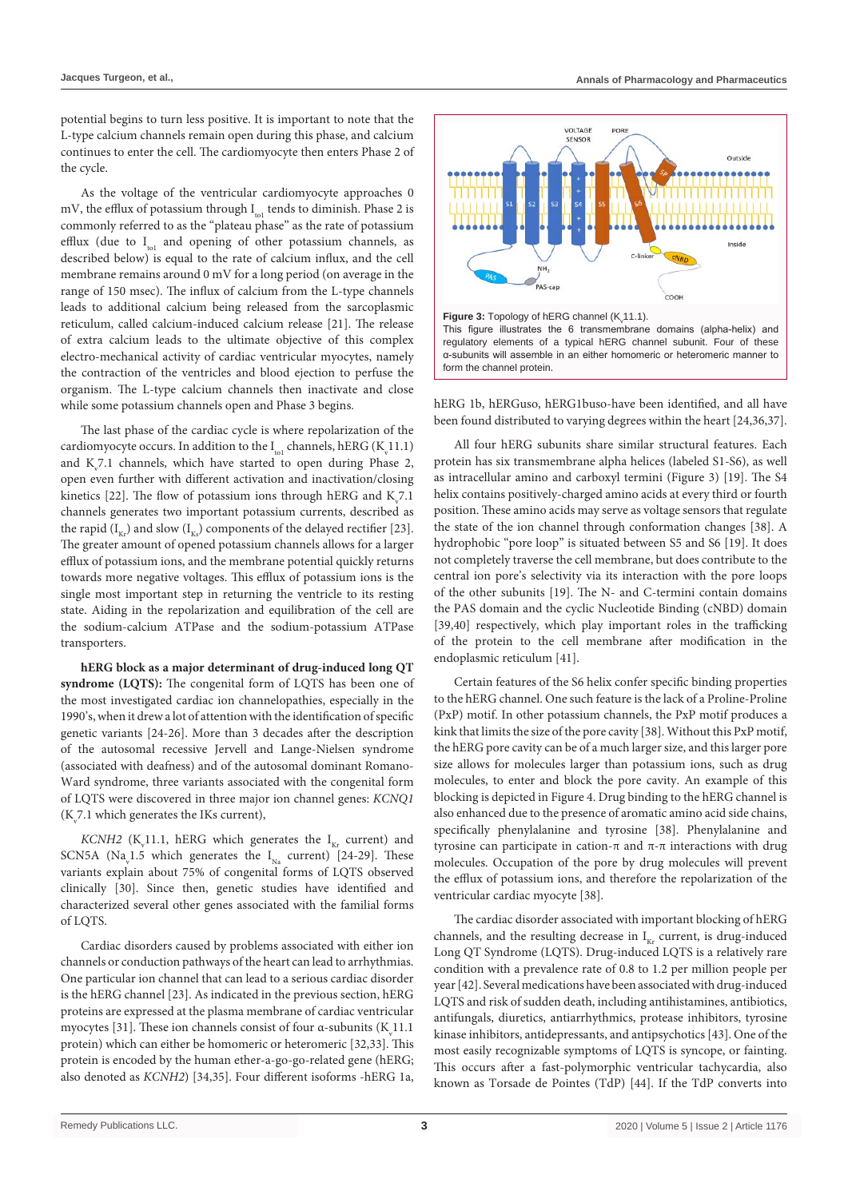potential begins to turn less positive. It is important to note that the L-type calcium channels remain open during this phase, and calcium continues to enter the cell. The cardiomyocyte then enters Phase 2 of the cycle.

As the voltage of the ventricular cardiomyocyte approaches 0 mV, the efflux of potassium through $I_{to1}$ tends to diminish. Phase 2 is commonly referred to as the "plateau phase" as the rate of potassium efflux (due to $I_{to1}$ and opening of other potassium channels, as described below) is equal to the rate of calcium influx, and the cell membrane remains around 0 mV for a long period (on average in the range of 150 msec). The influx of calcium from the L-type channels leads to additional calcium being released from the sarcoplasmic reticulum, called calcium-induced calcium release [21]. The release of extra calcium leads to the ultimate objective of this complex electro-mechanical activity of cardiac ventricular myocytes, namely the contraction of the ventricles and blood ejection to perfuse the organism. The L-type calcium channels then inactivate and close while some potassium channels open and Phase 3 begins.

The last phase of the cardiac cycle is where repolarization of the cardiomyocyte occurs. In addition to the $I_{to1}$ channels, hERG ($K_v$11.1) and $K_v$7.1 channels, which have started to open during Phase 2, open even further with different activation and inactivation/closing kinetics [22]. The flow of potassium ions through hERG and $K_v$7.1 channels generates two important potassium currents, described as the rapid ($I_{Kr}$) and slow ($I_{Ks}$) components of the delayed rectifier [23]. The greater amount of opened potassium channels allows for a larger efflux of potassium ions, and the membrane potential quickly returns towards more negative voltages. This efflux of potassium ions is the single most important step in returning the ventricle to its resting state. Aiding in the repolarization and equilibration of the cell are the sodium-calcium ATPase and the sodium-potassium ATPase transporters.

**hERG block as a major determinant of drug-induced long QT syndrome (LQTS):** The congenital form of LQTS has been one of the most investigated cardiac ion channelopathies, especially in the 1990's, when it drew a lot of attention with the identification of specific genetic variants [24-26]. More than 3 decades after the description of the autosomal recessive Jervell and Lange-Nielsen syndrome (associated with deafness) and of the autosomal dominant Romano-Ward syndrome, three variants associated with the congenital form of LQTS were discovered in three major ion channel genes: *KCNQ1* ($K_v$7.1 which generates the IKs current),

*KCNH2* ($K_v$11.1, hERG which generates the $I_{Kr}$ current) and SCN5A ($Na_v$1.5 which generates the $I_{Na}$ current) [24-29]. These variants explain about 75% of congenital forms of LQTS observed clinically [30]. Since then, genetic studies have identified and characterized several other genes associated with the familial forms of LQTS.

Cardiac disorders caused by problems associated with either ion channels or conduction pathways of the heart can lead to arrhythmias. One particular ion channel that can lead to a serious cardiac disorder is the hERG channel [23]. As indicated in the previous section, hERG proteins are expressed at the plasma membrane of cardiac ventricular myocytes [31]. These ion channels consist of four α-subunits ($K_v$11.1 protein) which can either be homomeric or heteromeric [32,33]. This protein is encoded by the human ether-a-go-go-related gene (hERG; also denoted as *KCNH2*) [34,35]. Four different isoforms -hERG 1a, hERG 1b, hERGuso, hERG1buso-have been identified, and all have been found distributed to varying degrees within the heart [24,36,37].

**Figure 3:** Topology of hERG channel ($K_v$11.1).
This figure illustrates the 6 transmembrane domains (alpha-helix) and regulatory elements of a typical hERG channel subunit. Four of these α-subunits will assemble in an either homomeric or heteromeric manner to form the channel protein.

All four hERG subunits share similar structural features. Each protein has six transmembrane alpha helices (labeled S1-S6), as well as intracellular amino and carboxyl termini (Figure 3) [19]. The S4 helix contains positively-charged amino acids at every third or fourth position. These amino acids may serve as voltage sensors that regulate the state of the ion channel through conformation changes [38]. A hydrophobic "pore loop" is situated between S5 and S6 [19]. It does not completely traverse the cell membrane, but does contribute to the central ion pore's selectivity via its interaction with the pore loops of the other subunits [19]. The N- and C-termini contain domains the PAS domain and the cyclic Nucleotide Binding (cNBD) domain [39,40] respectively, which play important roles in the trafficking of the protein to the cell membrane after modification in the endoplasmic reticulum [41].

Certain features of the S6 helix confer specific binding properties to the hERG channel. One such feature is the lack of a Proline-Proline (PxP) motif. In other potassium channels, the PxP motif produces a kink that limits the size of the pore cavity [38]. Without this PxP motif, the hERG pore cavity can be of a much larger size, and this larger pore size allows for molecules larger than potassium ions, such as drug molecules, to enter and block the pore cavity. An example of this blocking is depicted in Figure 4. Drug binding to the hERG channel is also enhanced due to the presence of aromatic amino acid side chains, specifically phenylalanine and tyrosine [38]. Phenylalanine and tyrosine can participate in cation-π and π-π interactions with drug molecules. Occupation of the pore by drug molecules will prevent the efflux of potassium ions, and therefore the repolarization of the ventricular cardiac myocyte [38].

The cardiac disorder associated with important blocking of hERG channels, and the resulting decrease in $I_{Kr}$ current, is drug-induced Long QT Syndrome (LQTS). Drug-induced LQTS is a relatively rare condition with a prevalence rate of 0.8 to 1.2 per million people per year [42]. Several medications have been associated with drug-induced LQTS and risk of sudden death, including antihistamines, antibiotics, antifungals, diuretics, antiarrhythmics, protease inhibitors, tyrosine kinase inhibitors, antidepressants, and antipsychotics [43]. One of the most easily recognizable symptoms of LQTS is syncope, or fainting. This occurs after a fast-polymorphic ventricular tachycardia, also known as Torsade de Pointes (TdP) [44]. If the TdP converts into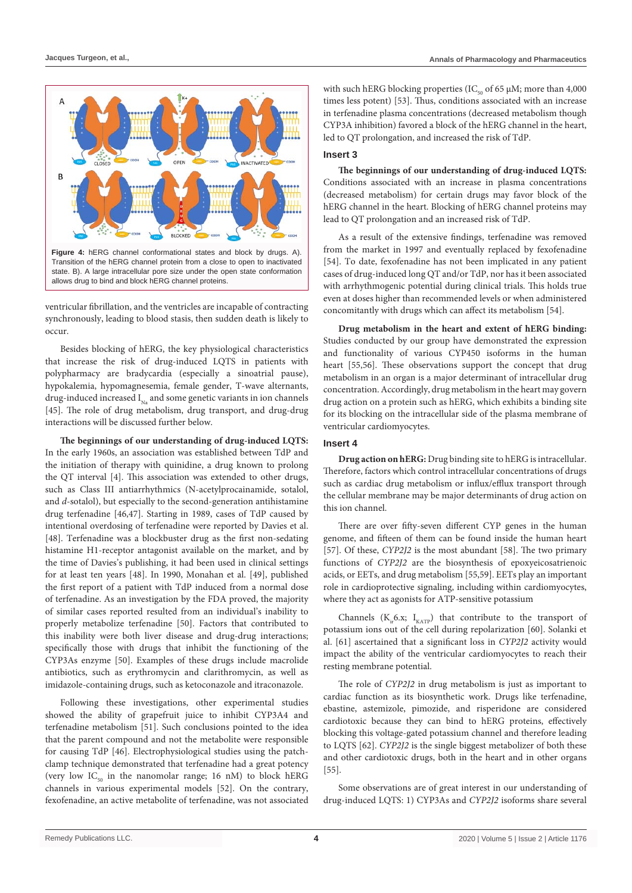Figure 4: hERG channel conformational states and block by drugs. A). Transition of the hERG channel protein from a close to open to inactivated state. B). A large intracellular pore size under the open state conformation allows drug to bind and block hERG channel proteins.

ventricular fibrillation, and the ventricles are incapable of contracting synchronously, leading to blood stasis, then sudden death is likely to occur.

Besides blocking of hERG, the key physiological characteristics that increase the risk of drug-induced LQTS in patients with polypharmacy are bradycardia (especially a sinoatrial pause), hypokalemia, hypomagnesemia, female gender, T-wave alternants, drug-induced increased $I_{Na}$ and some genetic variants in ion channels [45]. The role of drug metabolism, drug transport, and drug-drug interactions will be discussed further below.

**The beginnings of our understanding of drug-induced LQTS:** In the early 1960s, an association was established between TdP and the initiation of therapy with quinidine, a drug known to prolong the QT interval [4]. This association was extended to other drugs, such as Class III antiarrhythmics (N-acetylprocainamide, sotalol, and *d*-sotalol), but especially to the second-generation antihistamine drug terfenadine [46,47]. Starting in 1989, cases of TdP caused by intentional overdosing of terfenadine were reported by Davies et al. [48]. Terfenadine was a blockbuster drug as the first non-sedating histamine H1-receptor antagonist available on the market, and by the time of Davies's publishing, it had been used in clinical settings for at least ten years [48]. In 1990, Monahan et al. [49], published the first report of a patient with TdP induced from a normal dose of terfenadine. As an investigation by the FDA proved, the majority of similar cases reported resulted from an individual's inability to properly metabolize terfenadine [50]. Factors that contributed to this inability were both liver disease and drug-drug interactions; specifically those with drugs that inhibit the functioning of the CYP3As enzyme [50]. Examples of these drugs include macrolide antibiotics, such as erythromycin and clarithromycin, as well as imidazole-containing drugs, such as ketoconazole and itraconazole.

Following these investigations, other experimental studies showed the ability of grapefruit juice to inhibit CYP3A4 and terfenadine metabolism [51]. Such conclusions pointed to the idea that the parent compound and not the metabolite were responsible for causing TdP [46]. Electrophysiological studies using the patch-clamp technique demonstrated that terfenadine had a great potency (very low $IC_{50}$ in the nanomolar range; 16 nM) to block hERG channels in various experimental models [52]. On the contrary, fexofenadine, an active metabolite of terfenadine, was not associated with such hERG blocking properties ($IC_{50}$ of 65 µM; more than 4,000 times less potent) [53]. Thus, conditions associated with an increase in terfenadine plasma concentrations (decreased metabolism though CYP3A inhibition) favored a block of the hERG channel in the heart, led to QT prolongation, and increased the risk of TdP.

### Insert 3

**The beginnings of our understanding of drug-induced LQTS:** Conditions associated with an increase in plasma concentrations (decreased metabolism) for certain drugs may favor block of the hERG channel in the heart. Blocking of hERG channel proteins may lead to QT prolongation and an increased risk of TdP.

As a result of the extensive findings, terfenadine was removed from the market in 1997 and eventually replaced by fexofenadine [54]. To date, fexofenadine has not been implicated in any patient cases of drug-induced long QT and/or TdP, nor has it been associated with arrhythmogenic potential during clinical trials. This holds true even at doses higher than recommended levels or when administered concomitantly with drugs which can affect its metabolism [54].

**Drug metabolism in the heart and extent of hERG binding:** Studies conducted by our group have demonstrated the expression and functionality of various CYP450 isoforms in the human heart [55,56]. These observations support the concept that drug metabolism in an organ is a major determinant of intracellular drug concentration. Accordingly, drug metabolism in the heart may govern drug action on a protein such as hERG, which exhibits a binding site for its blocking on the intracellular side of the plasma membrane of ventricular cardiomyocytes.

### Insert 4

**Drug action on hERG:** Drug binding site to hERG is intracellular. Therefore, factors which control intracellular concentrations of drugs such as cardiac drug metabolism or influx/efflux transport through the cellular membrane may be major determinants of drug action on this ion channel.

There are over fifty-seven different CYP genes in the human genome, and fifteen of them can be found inside the human heart [57]. Of these, *CYP2J2* is the most abundant [58]. The two primary functions of *CYP2J2* are the biosynthesis of epoxyeicosatrienoic acids, or EETs, and drug metabolism [55,59]. EETs play an important role in cardioprotective signaling, including within cardiomyocytes, where they act as agonists for ATP-sensitive potassium

Channels ($K_{ir}6.x$; $I_{KATP}$) that contribute to the transport of potassium ions out of the cell during repolarization [60]. Solanki et al. [61] ascertained that a significant loss in *CYP2J2* activity would impact the ability of the ventricular cardiomyocytes to reach their resting membrane potential.

The role of *CYP2J2* in drug metabolism is just as important to cardiac function as its biosynthetic work. Drugs like terfenadine, ebastine, astemizole, pimozide, and risperidone are considered cardiotoxic because they can bind to hERG proteins, effectively blocking this voltage-gated potassium channel and therefore leading to LQTS [62]. *CYP2J2* is the single biggest metabolizer of both these and other cardiotoxic drugs, both in the heart and in other organs [55].

Some observations are of great interest in our understanding of drug-induced LQTS: 1) CYP3As and *CYP2J2* isoforms share several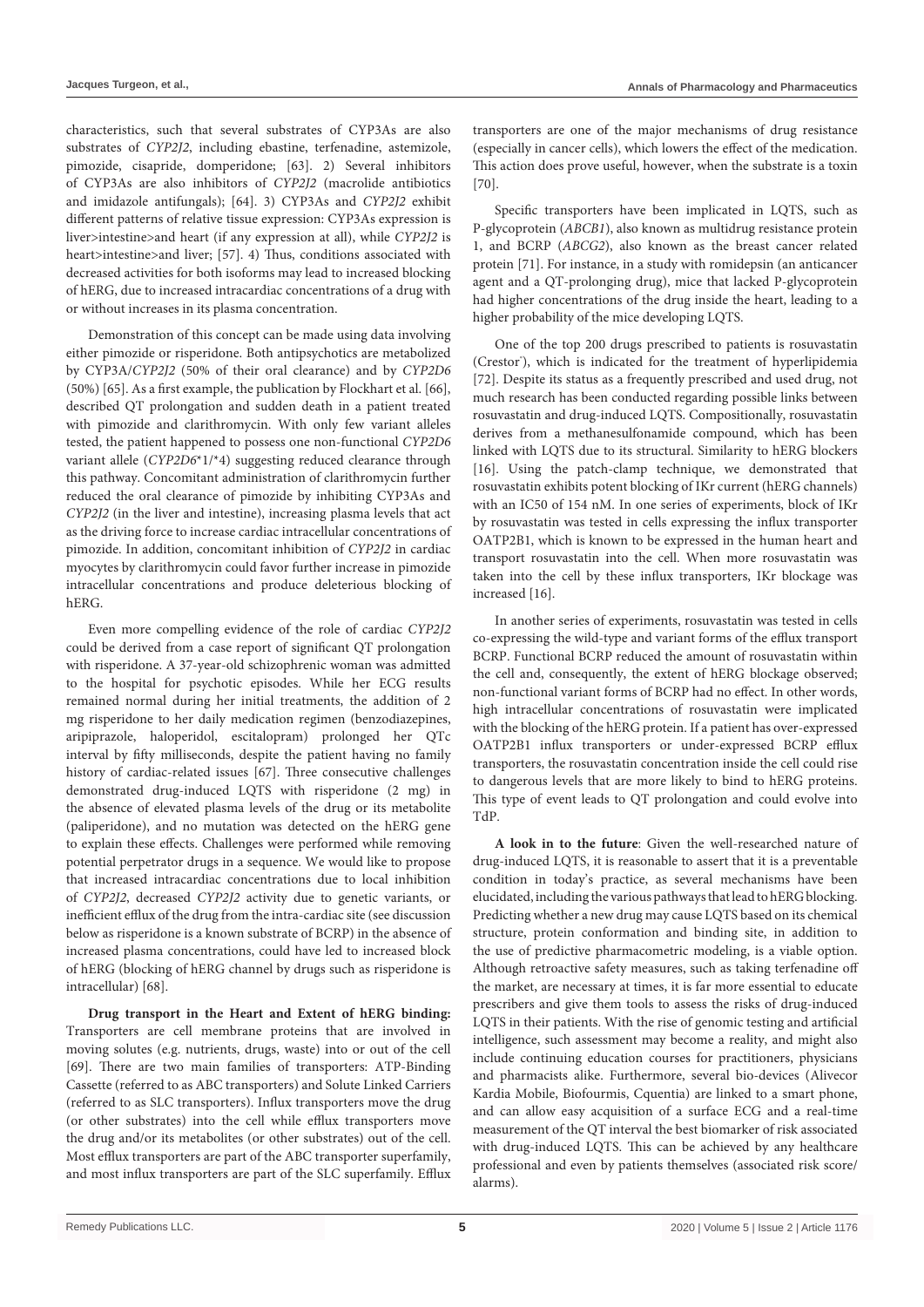characteristics, such that several substrates of CYP3As are also substrates of *CYP2J2*, including ebastine, terfenadine, astemizole, pimozide, cisapride, domperidone; [63]. 2) Several inhibitors of CYP3As are also inhibitors of *CYP2J2* (macrolide antibiotics and imidazole antifungals); [64]. 3) CYP3As and *CYP2J2* exhibit different patterns of relative tissue expression: CYP3As expression is liver>intestine>and heart (if any expression at all), while *CYP2J2* is heart>intestine>and liver; [57]. 4) Thus, conditions associated with decreased activities for both isoforms may lead to increased blocking of hERG, due to increased intracardiac concentrations of a drug with or without increases in its plasma concentration.

Demonstration of this concept can be made using data involving either pimozide or risperidone. Both antipsychotics are metabolized by CYP3A/*CYP2J2* (50% of their oral clearance) and by *CYP2D6* (50%) [65]. As a first example, the publication by Flockhart et al. [66], described QT prolongation and sudden death in a patient treated with pimozide and clarithromycin. With only few variant alleles tested, the patient happened to possess one non-functional *CYP2D6* variant allele (*CYP2D6**1/*4) suggesting reduced clearance through this pathway. Concomitant administration of clarithromycin further reduced the oral clearance of pimozide by inhibiting CYP3As and *CYP2J2* (in the liver and intestine), increasing plasma levels that act as the driving force to increase cardiac intracellular concentrations of pimozide. In addition, concomitant inhibition of *CYP2J2* in cardiac myocytes by clarithromycin could favor further increase in pimozide intracellular concentrations and produce deleterious blocking of hERG.

Even more compelling evidence of the role of cardiac *CYP2J2* could be derived from a case report of significant QT prolongation with risperidone. A 37-year-old schizophrenic woman was admitted to the hospital for psychotic episodes. While her ECG results remained normal during her initial treatments, the addition of 2 mg risperidone to her daily medication regimen (benzodiazepines, aripiprazole, haloperidol, escitalopram) prolonged her QTc interval by fifty milliseconds, despite the patient having no family history of cardiac-related issues [67]. Three consecutive challenges demonstrated drug-induced LQTS with risperidone (2 mg) in the absence of elevated plasma levels of the drug or its metabolite (paliperidone), and no mutation was detected on the hERG gene to explain these effects. Challenges were performed while removing potential perpetrator drugs in a sequence. We would like to propose that increased intracardiac concentrations due to local inhibition of *CYP2J2*, decreased *CYP2J2* activity due to genetic variants, or inefficient efflux of the drug from the intra-cardiac site (see discussion below as risperidone is a known substrate of BCRP) in the absence of increased plasma concentrations, could have led to increased block of hERG (blocking of hERG channel by drugs such as risperidone is intracellular) [68].

**Drug transport in the Heart and Extent of hERG binding:** Transporters are cell membrane proteins that are involved in moving solutes (e.g. nutrients, drugs, waste) into or out of the cell [69]. There are two main families of transporters: ATP-Binding Cassette (referred to as ABC transporters) and Solute Linked Carriers (referred to as SLC transporters). Influx transporters move the drug (or other substrates) into the cell while efflux transporters move the drug and/or its metabolites (or other substrates) out of the cell. Most efflux transporters are part of the ABC transporter superfamily, and most influx transporters are part of the SLC superfamily. Efflux transporters are one of the major mechanisms of drug resistance (especially in cancer cells), which lowers the effect of the medication. This action does prove useful, however, when the substrate is a toxin [70].

Specific transporters have been implicated in LQTS, such as P-glycoprotein (*ABCB1*), also known as multidrug resistance protein 1, and BCRP (*ABCG2*), also known as the breast cancer related protein [71]. For instance, in a study with romidepsin (an anticancer agent and a QT-prolonging drug), mice that lacked P-glycoprotein had higher concentrations of the drug inside the heart, leading to a higher probability of the mice developing LQTS.

One of the top 200 drugs prescribed to patients is rosuvastatin (Crestor®), which is indicated for the treatment of hyperlipidemia [72]. Despite its status as a frequently prescribed and used drug, not much research has been conducted regarding possible links between rosuvastatin and drug-induced LQTS. Compositionally, rosuvastatin derives from a methanesulfonamide compound, which has been linked with LQTS due to its structural. Similarity to hERG blockers [16]. Using the patch-clamp technique, we demonstrated that rosuvastatin exhibits potent blocking of IKr current (hERG channels) with an IC50 of 154 nM. In one series of experiments, block of IKr by rosuvastatin was tested in cells expressing the influx transporter OATP2B1, which is known to be expressed in the human heart and transport rosuvastatin into the cell. When more rosuvastatin was taken into the cell by these influx transporters, IKr blockage was increased [16].

In another series of experiments, rosuvastatin was tested in cells co-expressing the wild-type and variant forms of the efflux transport BCRP. Functional BCRP reduced the amount of rosuvastatin within the cell and, consequently, the extent of hERG blockage observed; non-functional variant forms of BCRP had no effect. In other words, high intracellular concentrations of rosuvastatin were implicated with the blocking of the hERG protein. If a patient has over-expressed OATP2B1 influx transporters or under-expressed BCRP efflux transporters, the rosuvastatin concentration inside the cell could rise to dangerous levels that are more likely to bind to hERG proteins. This type of event leads to QT prolongation and could evolve into TdP.

**A look in to the future**: Given the well-researched nature of drug-induced LQTS, it is reasonable to assert that it is a preventable condition in today's practice, as several mechanisms have been elucidated, including the various pathways that lead to hERG blocking. Predicting whether a new drug may cause LQTS based on its chemical structure, protein conformation and binding site, in addition to the use of predictive pharmacometric modeling, is a viable option. Although retroactive safety measures, such as taking terfenadine off the market, are necessary at times, it is far more essential to educate prescribers and give them tools to assess the risks of drug-induced LQTS in their patients. With the rise of genomic testing and artificial intelligence, such assessment may become a reality, and might also include continuing education courses for practitioners, physicians and pharmacists alike. Furthermore, several bio-devices (Alivecor Kardia Mobile, Biofourmis, Cquentia) are linked to a smart phone, and can allow easy acquisition of a surface ECG and a real-time measurement of the QT interval the best biomarker of risk associated with drug-induced LQTS. This can be achieved by any healthcare professional and even by patients themselves (associated risk score/alarms).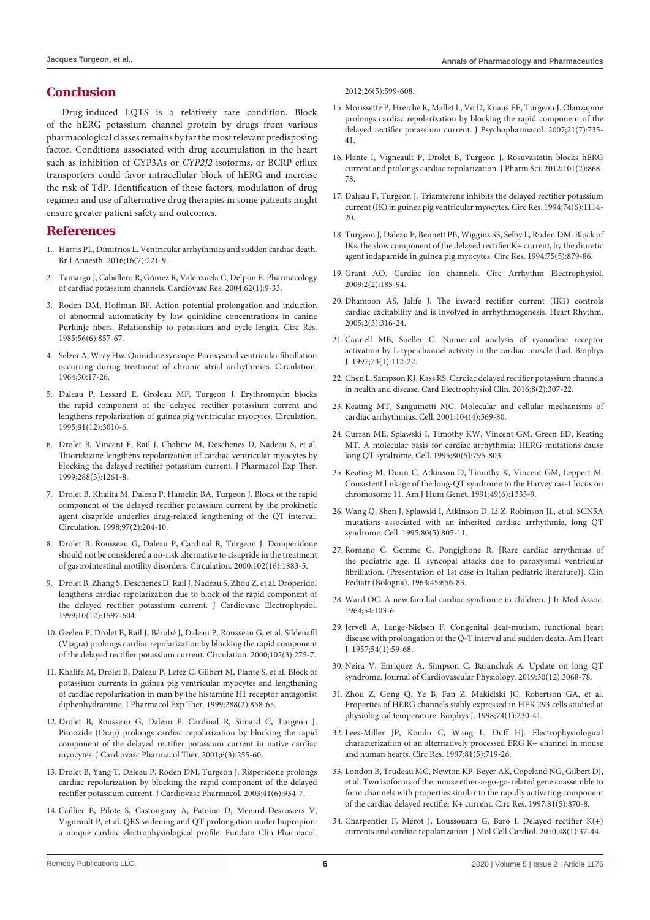## Conclusion

Drug-induced LQTS is a relatively rare condition. Block of the hERG potassium channel protein by drugs from various pharmacological classes remains by far the most relevant predisposing factor. Conditions associated with drug accumulation in the heart such as inhibition of CYP3As or *CYP2J2* isoforms, or BCRP efflux transporters could favor intracellular block of hERG and increase the risk of TdP. Identification of these factors, modulation of drug regimen and use of alternative drug therapies in some patients might ensure greater patient safety and outcomes.

## References

1. Harris PL, Dimitrios L. Ventricular arrhythmias and sudden cardiac death. Br J Anaesth. 2016;16(7):221-9.
2. Tamargo J, Caballero R, Gómez R, Valenzuela C, Delpón E. Pharmacology of cardiac potassium channels. Cardiovasc Res. 2004;62(1):9-33.
3. Roden DM, Hoffman BF. Action potential prolongation and induction of abnormal automaticity by low quinidine concentrations in canine Purkinje fibers. Relationship to potassium and cycle length. Circ Res. 1985;56(6):857-67.
4. Selzer A, Wray Hw. Quinidine syncope. Paroxysmal ventricular fibrillation occurring during treatment of chronic atrial arrhythmias. Circulation. 1964;30:17-26.
5. Daleau P, Lessard E, Groleau MF, Turgeon J. Erythromycin blocks the rapid component of the delayed rectifier potassium current and lengthens repolarization of guinea pig ventricular myocytes. Circulation. 1995;91(12):3010-6.
6. Drolet B, Vincent F, Rail J, Chahine M, Deschenes D, Nadeau S, et al. Thioridazine lengthens repolarization of cardiac ventricular myocytes by blocking the delayed rectifier potassium current. J Pharmacol Exp Ther. 1999;288(3):1261-8.
7. Drolet B, Khalifa M, Daleau P, Hamelin BA, Turgeon J. Block of the rapid component of the delayed rectifier potassium current by the prokinetic agent cisapride underlies drug-related lengthening of the QT interval. Circulation. 1998;97(2):204-10.
8. Drolet B, Rousseau G, Daleau P, Cardinal R, Turgeon J. Domperidone should not be considered a no-risk alternative to cisapride in the treatment of gastrointestinal motility disorders. Circulation. 2000;102(16):1883-5.
9. Drolet B, Zhang S, Deschenes D, Rail J, Nadeau S, Zhou Z, et al. Droperidol lengthens cardiac repolarization due to block of the rapid component of the delayed rectifier potassium current. J Cardiovasc Electrophysiol. 1999;10(12):1597-604.
10. Geelen P, Drolet B, Rail J, Bérubé J, Daleau P, Rousseau G, et al. Sildenafil (Viagra) prolongs cardiac repolarization by blocking the rapid component of the delayed rectifier potassium current. Circulation. 2000;102(3):275-7.
11. Khalifa M, Drolet B, Daleau P, Lefez C, Gilbert M, Plante S, et al. Block of potassium currents in guinea pig ventricular myocytes and lengthening of cardiac repolarization in man by the histamine H1 receptor antagonist diphenhydramine. J Pharmacol Exp Ther. 1999;288(2):858-65.
12. Drolet B, Rousseau G, Daleau P, Cardinal R, Simard C, Turgeon J. Pimozide (Orap) prolongs cardiac repolarization by blocking the rapid component of the delayed rectifier potassium current in native cardiac myocytes. J Cardiovasc Pharmacol Ther. 2001;6(3):255-60.
13. Drolet B, Yang T, Daleau P, Roden DM, Turgeon J. Risperidone prolongs cardiac repolarization by blocking the rapid component of the delayed rectifier potassium current. J Cardiovasc Pharmacol. 2003;41(6):934-7.
14. Caillier B, Pilote S, Castonguay A, Patoine D, Menard-Desrosiers V, Vigneault P, et al. QRS widening and QT prolongation under bupropion: a unique cardiac electrophysiological profile. Fundam Clin Pharmacol. 2012;26(5):599-608.
15. Morissette P, Hreiche R, Mallet L, Vo D, Knaus EE, Turgeon J. Olanzapine prolongs cardiac repolarization by blocking the rapid component of the delayed rectifier potassium current. J Psychopharmacol. 2007;21(7):735-41.
16. Plante I, Vigneault P, Drolet B, Turgeon J. Rosuvastatin blocks hERG current and prolongs cardiac repolarization. J Pharm Sci. 2012;101(2):868-78.
17. Daleau P, Turgeon J. Triamterene inhibits the delayed rectifier potassium current (IK) in guinea pig ventricular myocytes. Circ Res. 1994;74(6):1114-20.
18. Turgeon J, Daleau P, Bennett PB, Wiggins SS, Selby L, Roden DM. Block of IKs, the slow component of the delayed rectifier K+ current, by the diuretic agent indapamide in guinea pig myocytes. Circ Res. 1994;75(5):879-86.
19. Grant AO. Cardiac ion channels. Circ Arrhythm Electrophysiol. 2009;2(2):185-94.
20. Dhamoon AS, Jalife J. The inward rectifier current (IK1) controls cardiac excitability and is involved in arrhythmogenesis. Heart Rhythm. 2005;2(3):316-24.
21. Cannell MB, Soeller C. Numerical analysis of ryanodine receptor activation by L-type channel activity in the cardiac muscle diad. Biophys J. 1997;73(1):112-22.
22. Chen L, Sampson KJ, Kass RS. Cardiac delayed rectifier potassium channels in health and disease. Card Electrophysiol Clin. 2016;8(2):307-22.
23. Keating MT, Sanguinetti MC. Molecular and cellular mechanisms of cardiac arrhythmias. Cell. 2001;104(4):569-80.
24. Curran ME, Splawski I, Timothy KW, Vincent GM, Green ED, Keating MT. A molecular basis for cardiac arrhythmia: HERG mutations cause long QT syndrome. Cell. 1995;80(5):795-803.
25. Keating M, Dunn C, Atkinson D, Timothy K, Vincent GM, Leppert M. Consistent linkage of the long-QT syndrome to the Harvey ras-1 locus on chromosome 11. Am J Hum Genet. 1991;49(6):1335-9.
26. Wang Q, Shen J, Splawski I, Atkinson D, Li Z, Robinson JL, et al. SCN5A mutations associated with an inherited cardiac arrhythmia, long QT syndrome. Cell. 1995;80(5):805-11.
27. Romano C, Gemme G, Pongiglione R. [Rare cardiac arrythmias of the pediatric age. II. syncopal attacks due to paroxysmal ventricular fibrillation. (Presentation of 1st case in Italian pediatric literature)]. Clin Pediatr (Bologna). 1963;45:656-83.
28. Ward OC. A new familial cardiac syndrome in children. J Ir Med Assoc. 1964;54:103-6.
29. Jervell A, Lange-Nielsen F. Congenital deaf-mutism, functional heart disease with prolongation of the Q-T interval and sudden death. Am Heart J. 1957;54(1):59-68.
30. Neira V, Enriquez A, Simpson C, Baranchuk A. Update on long QT syndrome. Journal of Cardiovascular Physiology. 2019:30(12):3068-78.
31. Zhou Z, Gong Q, Ye B, Fan Z, Makielski JC, Robertson GA, et al. Properties of HERG channels stably expressed in HEK 293 cells studied at physiological temperature. Biophys J. 1998;74(1):230-41.
32. Lees-Miller JP, Kondo C, Wang L, Duff HJ. Electrophysiological characterization of an alternatively processed ERG K+ channel in mouse and human hearts. Circ Res. 1997;81(5):719-26.
33. London B, Trudeau MC, Newton KP, Beyer AK, Copeland NG, Gilbert DJ, et al. Two isoforms of the mouse ether-a-go-go-related gene coassemble to form channels with properties similar to the rapidly activating component of the cardiac delayed rectifier K+ current. Circ Res. 1997;81(5):870-8.
34. Charpentier F, Mérot J, Loussouarn G, Baró I. Delayed rectifier K(+) currents and cardiac repolarization. J Mol Cell Cardiol. 2010;48(1):37-44.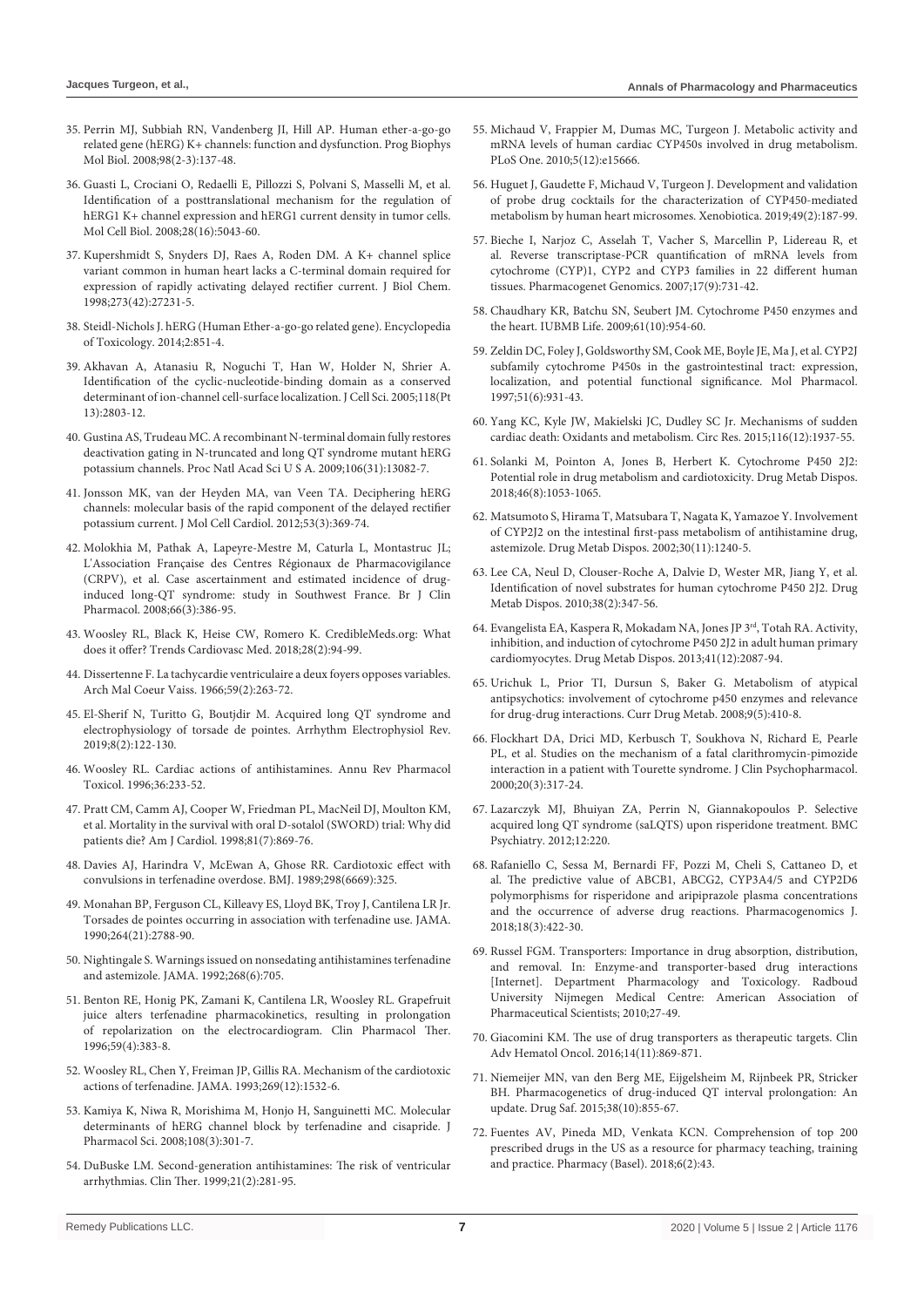35. Perrin MJ, Subbiah RN, Vandenberg JI, Hill AP. Human ether-a-go-go related gene (hERG) K+ channels: function and dysfunction. Prog Biophys Mol Biol. 2008;98(2-3):137-48.

36. Guasti L, Crociani O, Redaelli E, Pillozzi S, Polvani S, Masselli M, et al. Identification of a posttranslational mechanism for the regulation of hERG1 K+ channel expression and hERG1 current density in tumor cells. Mol Cell Biol. 2008;28(16):5043-60.

37. Kupershmidt S, Snyders DJ, Raes A, Roden DM. A K+ channel splice variant common in human heart lacks a C-terminal domain required for expression of rapidly activating delayed rectifier current. J Biol Chem. 1998;273(42):27231-5.

38. Steidl-Nichols J. hERG (Human Ether-a-go-go related gene). Encyclopedia of Toxicology. 2014;2:851-4.

39. Akhavan A, Atanasiu R, Noguchi T, Han W, Holder N, Shrier A. Identification of the cyclic-nucleotide-binding domain as a conserved determinant of ion-channel cell-surface localization. J Cell Sci. 2005;118(Pt 13):2803-12.

40. Gustina AS, Trudeau MC. A recombinant N-terminal domain fully restores deactivation gating in N-truncated and long QT syndrome mutant hERG potassium channels. Proc Natl Acad Sci U S A. 2009;106(31):13082-7.

41. Jonsson MK, van der Heyden MA, van Veen TA. Deciphering hERG channels: molecular basis of the rapid component of the delayed rectifier potassium current. J Mol Cell Cardiol. 2012;53(3):369-74.

42. Molokhia M, Pathak A, Lapeyre-Mestre M, Caturla L, Montastruc JL; L'Association Française des Centres Régionaux de Pharmacovigilance (CRPV), et al. Case ascertainment and estimated incidence of drug-induced long-QT syndrome: study in Southwest France. Br J Clin Pharmacol. 2008;66(3):386-95.

43. Woosley RL, Black K, Heise CW, Romero K. CredibleMeds.org: What does it offer? Trends Cardiovasc Med. 2018;28(2):94-99.

44. Dissertenne F. La tachycardie ventriculaire a deux foyers opposes variables. Arch Mal Coeur Vaiss. 1966;59(2):263-72.

45. El-Sherif N, Turitto G, Boutjdir M. Acquired long QT syndrome and electrophysiology of torsade de pointes. Arrhythm Electrophysiol Rev. 2019;8(2):122-130.

46. Woosley RL. Cardiac actions of antihistamines. Annu Rev Pharmacol Toxicol. 1996;36:233-52.

47. Pratt CM, Camm AJ, Cooper W, Friedman PL, MacNeil DJ, Moulton KM, et al. Mortality in the survival with oral D-sotalol (SWORD) trial: Why did patients die? Am J Cardiol. 1998;81(7):869-76.

48. Davies AJ, Harindra V, McEwan A, Ghose RR. Cardiotoxic effect with convulsions in terfenadine overdose. BMJ. 1989;298(6669):325.

49. Monahan BP, Ferguson CL, Killeavy ES, Lloyd BK, Troy J, Cantilena LR Jr. Torsades de pointes occurring in association with terfenadine use. JAMA. 1990;264(21):2788-90.

50. Nightingale S. Warnings issued on nonsedating antihistamines terfenadine and astemizole. JAMA. 1992;268(6):705.

51. Benton RE, Honig PK, Zamani K, Cantilena LR, Woosley RL. Grapefruit juice alters terfenadine pharmacokinetics, resulting in prolongation of repolarization on the electrocardiogram. Clin Pharmacol Ther. 1996;59(4):383-8.

52. Woosley RL, Chen Y, Freiman JP, Gillis RA. Mechanism of the cardiotoxic actions of terfenadine. JAMA. 1993;269(12):1532-6.

53. Kamiya K, Niwa R, Morishima M, Honjo H, Sanguinetti MC. Molecular determinants of hERG channel block by terfenadine and cisapride. J Pharmacol Sci. 2008;108(3):301-7.

54. DuBuske LM. Second-generation antihistamines: The risk of ventricular arrhythmias. Clin Ther. 1999;21(2):281-95.

55. Michaud V, Frappier M, Dumas MC, Turgeon J. Metabolic activity and mRNA levels of human cardiac CYP450s involved in drug metabolism. PLoS One. 2010;5(12):e15666.

56. Huguet J, Gaudette F, Michaud V, Turgeon J. Development and validation of probe drug cocktails for the characterization of CYP450-mediated metabolism by human heart microsomes. Xenobiotica. 2019;49(2):187-99.

57. Bieche I, Narjoz C, Asselah T, Vacher S, Marcellin P, Lidereau R, et al. Reverse transcriptase-PCR quantification of mRNA levels from cytochrome (CYP)1, CYP2 and CYP3 families in 22 different human tissues. Pharmacogenet Genomics. 2007;17(9):731-42.

58. Chaudhary KR, Batchu SN, Seubert JM. Cytochrome P450 enzymes and the heart. IUBMB Life. 2009;61(10):954-60.

59. Zeldin DC, Foley J, Goldsworthy SM, Cook ME, Boyle JE, Ma J, et al. CYP2J subfamily cytochrome P450s in the gastrointestinal tract: expression, localization, and potential functional significance. Mol Pharmacol. 1997;51(6):931-43.

60. Yang KC, Kyle JW, Makielski JC, Dudley SC Jr. Mechanisms of sudden cardiac death: Oxidants and metabolism. Circ Res. 2015;116(12):1937-55.

61. Solanki M, Pointon A, Jones B, Herbert K. Cytochrome P450 2J2: Potential role in drug metabolism and cardiotoxicity. Drug Metab Dispos. 2018;46(8):1053-1065.

62. Matsumoto S, Hirama T, Matsubara T, Nagata K, Yamazoe Y. Involvement of CYP2J2 on the intestinal first-pass metabolism of antihistamine drug, astemizole. Drug Metab Dispos. 2002;30(11):1240-5.

63. Lee CA, Neul D, Clouser-Roche A, Dalvie D, Wester MR, Jiang Y, et al. Identification of novel substrates for human cytochrome P450 2J2. Drug Metab Dispos. 2010;38(2):347-56.

64. Evangelista EA, Kaspera R, Mokadam NA, Jones JP 3rd, Totah RA. Activity, inhibition, and induction of cytochrome P450 2J2 in adult human primary cardiomyocytes. Drug Metab Dispos. 2013;41(12):2087-94.

65. Urichuk L, Prior TI, Dursun S, Baker G. Metabolism of atypical antipsychotics: involvement of cytochrome p450 enzymes and relevance for drug-drug interactions. Curr Drug Metab. 2008;9(5):410-8.

66. Flockhart DA, Drici MD, Kerbusch T, Soukhova N, Richard E, Pearle PL, et al. Studies on the mechanism of a fatal clarithromycin-pimozide interaction in a patient with Tourette syndrome. J Clin Psychopharmacol. 2000;20(3):317-24.

67. Lazarczyk MJ, Bhuiyan ZA, Perrin N, Giannakopoulos P. Selective acquired long QT syndrome (saLQTS) upon risperidone treatment. BMC Psychiatry. 2012;12:220.

68. Rafaniello C, Sessa M, Bernardi FF, Pozzi M, Cheli S, Cattaneo D, et al. The predictive value of ABCB1, ABCG2, CYP3A4/5 and CYP2D6 polymorphisms for risperidone and aripiprazole plasma concentrations and the occurrence of adverse drug reactions. Pharmacogenomics J. 2018;18(3):422-30.

69. Russel FGM. Transporters: Importance in drug absorption, distribution, and removal. In: Enzyme-and transporter-based drug interactions [Internet]. Department Pharmacology and Toxicology. Radboud University Nijmegen Medical Centre: American Association of Pharmaceutical Scientists; 2010;27-49.

70. Giacomini KM. The use of drug transporters as therapeutic targets. Clin Adv Hematol Oncol. 2016;14(11):869-871.

71. Niemeijer MN, van den Berg ME, Eijgelsheim M, Rijnbeek PR, Stricker BH. Pharmacogenetics of drug-induced QT interval prolongation: An update. Drug Saf. 2015;38(10):855-67.

72. Fuentes AV, Pineda MD, Venkata KCN. Comprehension of top 200 prescribed drugs in the US as a resource for pharmacy teaching, training and practice. Pharmacy (Basel). 2018;6(2):43.